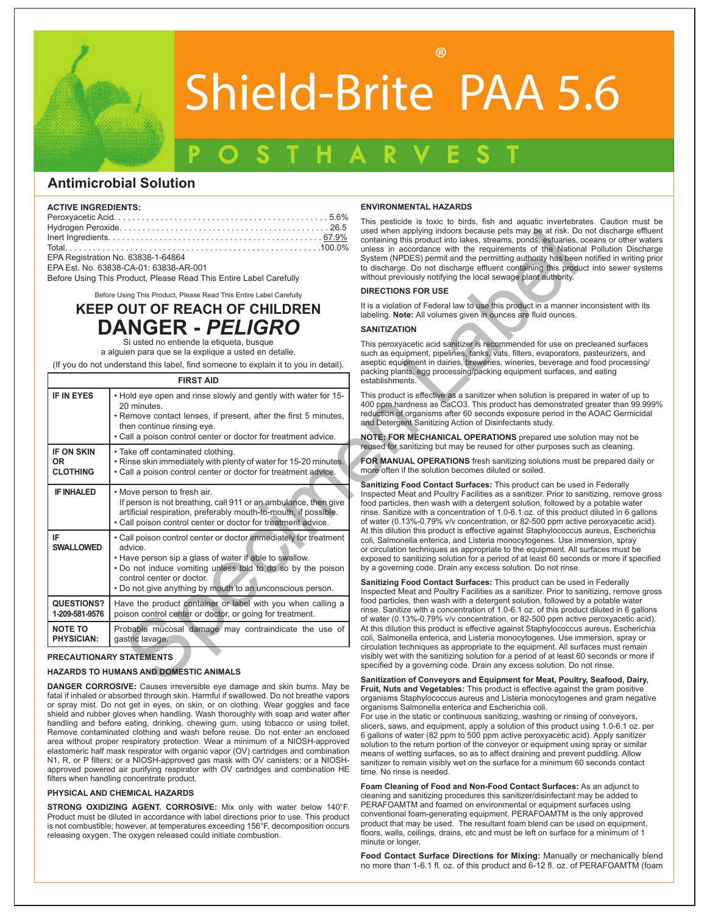# Shield-Brite® PAA 5.6

## POSTHARVEST

## Antimicrobial Solution

**ACTIVE INGREDIENTS:**

Peroxyacetic Acid. . . . . . . . . . . . . . . . . . . . . . . . . . . . . . . . . . . . . . . . . . . . . 5.6%
Hydrogen Peroxide. . . . . . . . . . . . . . . . . . . . . . . . . . . . . . . . . . . . . . . . . . . . 26.5
Inert Ingredients. . . . . . . . . . . . . . . . . . . . . . . . . . . . . . . . . . . . . . . . . . . . . 67.9%
Total. . . . . . . . . . . . . . . . . . . . . . . . . . . . . . . . . . . . . . . . . . . . . . . . . . . . 100.0%

EPA Registration No. 63838-1-64864
EPA Est. No. 63838-CA-01: 63838-AR-001
Before Using This Product, Please Read This Entire Label Carefully

Before Using This Product, Please Read This Entire Label Carefully

**KEEP OUT OF REACH OF CHILDREN**

**DANGER - *PELIGRO***

Si usted no entiende la etiqueta, busque a alguien para que se la explique a usted en detalle.
(If you do not understand this label, find someone to explain it to you in detail).

| FIRST AID | |
|---|---|
| **IF IN EYES** | • Hold eye open and rinse slowly and gently with water for 15-20 minutes.<br>• Remove contact lenses, if present, after the first 5 minutes, then continue rinsing eye.<br>• Call a poison control center or doctor for treatment advice. |
| **IF ON SKIN OR CLOTHING** | • Take off contaminated clothing.<br>• Rinse skin immediately with plenty of water for 15-20 minutes.<br>• Call a poison control center or doctor for treatment advice. |
| **IF INHALED** | • Move person to fresh air.<br>If person is not breathing, call 911 or an ambulance, then give artificial respiration, preferably mouth-to-mouth, if possible.<br>• Call poison control center or doctor for treatment advice. |
| **IF SWALLOWED** | • Call poison control center or doctor immediately for treatment advice.<br>• Have person sip a glass of water if able to swallow.<br>• Do not induce vomiting unless told to do so by the poison control center or doctor.<br>• Do not give anything by mouth to an unconscious person. |
| **QUESTIONS? 1-209-581-9576** | Have the product container or label with you when calling a poison control center or doctor, or going for treatment. |
| **NOTE TO PHYSICIAN:** | Probable mucosal damage may contraindicate the use of gastric lavage. |

### PRECAUTIONARY STATEMENTS

### HAZARDS TO HUMANS AND DOMESTIC ANIMALS

**DANGER CORROSIVE:** Causes irreversible eye damage and skin burns. May be fatal if inhaled or absorbed through skin. Harmful if swallowed. Do not breathe vapors or spray mist. Do not get in eyes, on skin, or on clothing. Wear goggles and face shield and rubber gloves when handling. Wash thoroughly with soap and water after handling and before eating, drinking, chewing gum, using tobacco or using toilet. Remove contaminated clothing and wash before reuse. Do not enter an enclosed area without proper respiratory protection. Wear a minimum of a NIOSH-approved elastomeric half mask respirator with organic vapor (OV) cartridges and combination N1, R, or P filters; or a NIOSH-approved gas mask with OV canisters; or a NIOSH-approved powered air purifying respirator with OV cartridges and combination HE filters when handling concentrate product.

### PHYSICAL AND CHEMICAL HAZARDS

**STRONG OXIDIZING AGENT. CORROSIVE:** Mix only with water below 140°F. Product must be diluted in accordance with label directions prior to use. This product is not combustible; however, at temperatures exceeding 156°F, decomposition occurs releasing oxygen. The oxygen released could initiate combustion.

### ENVIRONMENTAL HAZARDS

This pesticide is toxic to birds, fish and aquatic invertebrates. Caution must be used when applying indoors because pets may be at risk. Do not discharge effluent containing this product into lakes, streams, ponds, estuaries, oceans or other waters unless in accordance with the requirements of the National Pollution Discharge System (NPDES) permit and the permitting authority has been notified in writing prior to discharge. Do not discharge effluent containing this product into sewer systems without previously notifying the local sewage plant authority.

### DIRECTIONS FOR USE

It is a violation of Federal law to use this product in a manner inconsistent with its labeling. **Note:** All volumes given in ounces are fluid ounces.

### SANITIZATION

This peroxyacetic acid sanitizer is recommended for use on precleaned surfaces such as equipment, pipelines, tanks, vats, filters, evaporators, pasteurizers, and aseptic equipment in dairies, breweries, wineries, beverage and food processing/packing plants, egg processing/packing equipment surfaces, and eating establishments.

This product is effective as a sanitizer when solution is prepared in water of up to 400 ppm hardness as $CaCO_3$. This product has demonstrated greater than 99.999% reduction of organisms after 60 seconds exposure period in the AOAC Germicidal and Detergent Sanitizing Action of Disinfectants study.

**NOTE: FOR MECHANICAL OPERATIONS** prepared use solution may not be reused for sanitizing but may be reused for other purposes such as cleaning.

**FOR MANUAL OPERATIONS** fresh sanitizing solutions must be prepared daily or more often if the solution becomes diluted or soiled.

**Sanitizing Food Contact Surfaces:** This product can be used in Federally Inspected Meat and Poultry Facilities as a sanitizer. Prior to sanitizing, remove gross food particles, then wash with a detergent solution, followed by a potable water rinse. Sanitize with a concentration of 1.0-6.1 oz. of this product diluted in 6 gallons of water (0.13%-0.79% v/v concentration, or 82-500 ppm active peroxyacetic acid). At this dilution this product is effective against Staphylococcus aureus, Escherichia coli, Salmonella enterica, and Listeria monocytogenes. Use immersion, spray or circulation techniques as appropriate to the equipment. All surfaces must be exposed to sanitizing solution for a period of at least 60 seconds or more if specified by a governing code. Drain any excess solution. Do not rinse.

**Sanitizing Food Contact Surfaces:** This product can be used in Federally Inspected Meat and Poultry Facilities as a sanitizer. Prior to sanitizing, remove gross food particles, then wash with a detergent solution, followed by a potable water rinse. Sanitize with a concentration of 1.0-6.1 oz. of this product diluted in 6 gallons of water (0.13%-0.79% v/v concentration, or 82-500 ppm active peroxyacetic acid). At this dilution this product is effective against Staphylococcus aureus, Escherichia coli, Salmonella enterica, and Listeria monocytogenes. Use immersion, spray or circulation techniques as appropriate to the equipment. All surfaces must remain visibly wet with the sanitizing solution for a period of at least 60 seconds or more if specified by a governing code. Drain any excess solution. Do not rinse.

**Sanitization of Conveyors and Equipment for Meat, Poultry, Seafood, Dairy, Fruit, Nuts and Vegetables:** This product is effective against the gram positive organisms Staphylococcus aureus and Listeria monocytogenes and gram negative organisms Salmonella enterica and Escherichia coli.
For use in the static or continuous sanitizing, washing or rinsing of conveyors, slicers, saws, and equipment, apply a solution of this product using 1.0-6.1 oz. per 6 gallons of water (82 ppm to 500 ppm active peroxyacetic acid). Apply sanitizer solution to the return portion of the conveyor or equipment using spray or similar means of wetting surfaces, so as to affect draining and prevent puddling. Allow sanitizer to remain visibly wet on the surface for a minimum 60 seconds contact time. No rinse is needed.

**Foam Cleaning of Food and Non-Food Contact Surfaces:** As an adjunct to cleaning and sanitizing procedures this sanitizer/disinfectant may be added to PERAFOAMTM and foamed on environmental or equipment surfaces using conventional foam-generating equipment. PERAFOAMTM is the only approved product that may be used. The resultant foam blend can be used on equipment, floors, walls, ceilings, drains, etc and must be left on surface for a minimum of 1 minute or longer.

**Food Contact Surface Directions for Mixing:** Manually or mechanically blend no more than 1-6.1 fl. oz. of this product and 6-12 fl. oz. of PERAFOAMTM (foam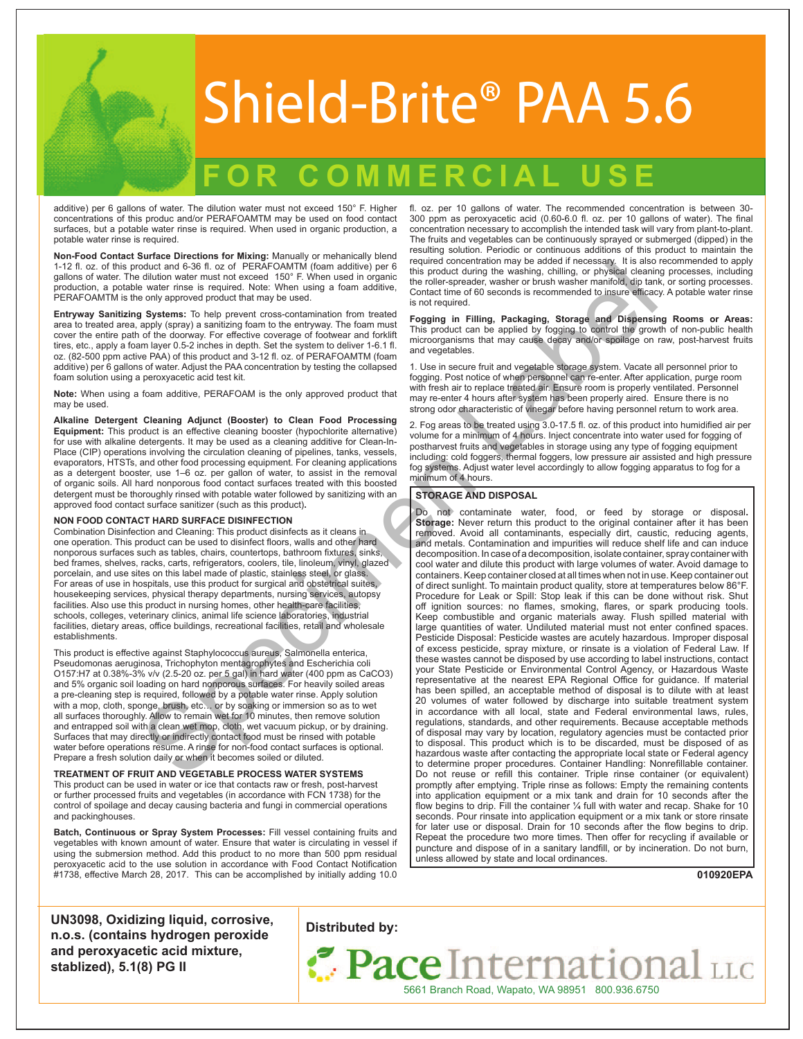# Shield-Brite® PAA 5.6

## FOR COMMERCIAL USE

additive) per 6 gallons of water. The dilution water must not exceed 150° F. Higher concentrations of this produc and/or PERAFOAMTM may be used on food contact surfaces, but a potable water rinse is required. When used in organic production, a potable water rinse is required.

**Non-Food Contact Surface Directions for Mixing:** Manually or mehanically blend 1-12 fl. oz. of this product and 6-36 fl. oz of PERAFOAMTM (foam additive) per 6 gallons of water. The dilution water must not exceed 150° F. When used in organic production, a potable water rinse is required. Note: When using a foam additive, PERAFOAMTM is the only approved product that may be used.

**Entryway Sanitizing Systems:** To help prevent cross-contamination from treated area to treated area, apply (spray) a sanitizing foam to the entryway. The foam must cover the entire path of the doorway. For effective coverage of footwear and forklift tires, etc., apply a foam layer 0.5-2 inches in depth. Set the system to deliver 1-6.1 fl. oz. (82-500 ppm active PAA) of this product and 3-12 fl. oz. of PERAFOAMTM (foam additive) per 6 gallons of water. Adjust the PAA concentration by testing the collapsed foam solution using a peroxyacetic acid test kit.

**Note:** When using a foam additive, PERAFOAM is the only approved product that may be used.

**Alkaline Detergent Cleaning Adjunct (Booster) to Clean Food Processing Equipment:** This product is an effective cleaning booster (hypochlorite alternative) for use with alkaline detergents. It may be used as a cleaning additive for Clean-In-Place (CIP) operations involving the circulation cleaning of pipelines, tanks, vessels, evaporators, HTSTs, and other food processing equipment. For cleaning applications as a detergent booster, use 1–6 oz. per gallon of water, to assist in the removal of organic soils. All hard nonporous food contact surfaces treated with this boosted detergent must be thoroughly rinsed with potable water followed by sanitizing with an approved food contact surface sanitizer (such as this product).

### NON FOOD CONTACT HARD SURFACE DISINFECTION

Combination Disinfection and Cleaning: This product disinfects as it cleans in one operation. This product can be used to disinfect floors, walls and other hard nonporous surfaces such as tables, chairs, countertops, bathroom fixtures, sinks, bed frames, shelves, racks, carts, refrigerators, coolers, tile, linoleum, vinyl, glazed porcelain, and use sites on this label made of plastic, stainless steel, or glass. For areas of use in hospitals, use this product for surgical and obstetrical suites, housekeeping services, physical therapy departments, nursing services, autopsy facilities. Also use this product in nursing homes, other health-care facilities, schools, colleges, veterinary clinics, animal life science laboratories, industrial facilities, dietary areas, office buildings, recreational facilities, retail and wholesale establishments.

This product is effective against Staphylococcus aureus, Salmonella enterica, Pseudomonas aeruginosa, Trichophyton mentagrophytes and Escherichia coli O157:H7 at 0.38%-3% v/v (2.5-20 oz. per 5 gal) in hard water (400 ppm as CaCO3) and 5% organic soil loading on hard nonporous surfaces. For heavily soiled areas a pre-cleaning step is required, followed by a potable water rinse. Apply solution with a mop, cloth, sponge, brush, etc... or by soaking or immersion so as to wet all surfaces thoroughly. Allow to remain wet for 10 minutes, then remove solution and entrapped soil with a clean wet mop, cloth, wet vacuum pickup, or by draining. Surfaces that may directly or indirectly contact food must be rinsed with potable water before operations resume. A rinse for non-food contact surfaces is optional. Prepare a fresh solution daily or when it becomes soiled or diluted.

### TREATMENT OF FRUIT AND VEGETABLE PROCESS WATER SYSTEMS

This product can be used in water or ice that contacts raw or fresh, post-harvest or further processed fruits and vegetables (in accordance with FCN 1738) for the control of spoilage and decay causing bacteria and fungi in commercial operations and packinghouses.

**Batch, Continuous or Spray System Processes:** Fill vessel containing fruits and vegetables with known amount of water. Ensure that water is circulating in vessel if using the submersion method. Add this product to no more than 500 ppm residual peroxyacetic acid to the use solution in accordance with Food Contact Notification #1738, effective March 28, 2017. This can be accomplished by initially adding 10.0 fl. oz. per 10 gallons of water. The recommended concentration is between 30-300 ppm as peroxyacetic acid (0.60-6.0 fl. oz. per 10 gallons of water). The final concentration necessary to accomplish the intended task will vary from plant-to-plant. The fruits and vegetables can be continuously sprayed or submerged (dipped) in the resulting solution. Periodic or continuous additions of this product to maintain the required concentration may be added if necessary. It is also recommended to apply this product during the washing, chilling, or physical cleaning processes, including the roller-spreader, washer or brush washer manifold, dip tank, or sorting processes. Contact time of 60 seconds is recommended to insure efficacy. A potable water rinse is not required.

**Fogging in Filling, Packaging, Storage and Dispensing Rooms or Areas:** This product can be applied by fogging to control the growth of non-public health microorganisms that may cause decay and/or spoilage on raw, post-harvest fruits and vegetables.

1. Use in secure fruit and vegetable storage system. Vacate all personnel prior to fogging. Post notice of when personnel can re-enter. After application, purge room with fresh air to replace treated air. Ensure room is properly ventilated. Personnel may re-enter 4 hours after system has been properly aired. Ensure there is no strong odor characteristic of vinegar before having personnel return to work area.

2. Fog areas to be treated using 3.0-17.5 fl. oz. of this product into humidified air per volume for a minimum of 4 hours. Inject concentrate into water used for fogging of postharvest fruits and vegetables in storage using any type of fogging equipment including: cold foggers, thermal foggers, low pressure air assisted and high pressure fog systems. Adjust water level accordingly to allow fogging apparatus to fog for a minimum of 4 hours.

### STORAGE AND DISPOSAL

Do not contaminate water, food, or feed by storage or disposal. **Storage:** Never return this product to the original container after it has been removed. Avoid all contaminants, especially dirt, caustic, reducing agents, and metals. Contamination and impurities will reduce shelf life and can induce decomposition. In case of a decomposition, isolate container, spray container with cool water and dilute this product with large volumes of water. Avoid damage to containers. Keep container closed at all times when not in use. Keep container out of direct sunlight. To maintain product quality, store at temperatures below 86°F. Procedure for Leak or Spill: Stop leak if this can be done without risk. Shut off ignition sources: no flames, smoking, flares, or spark producing tools. Keep combustible and organic materials away. Flush spilled material with large quantities of water. Undiluted material must not enter confined spaces. Pesticide Disposal: Pesticide wastes are acutely hazardous. Improper disposal of excess pesticide, spray mixture, or rinsate is a violation of Federal Law. If these wastes cannot be disposed by use according to label instructions, contact your State Pesticide or Environmental Control Agency, or Hazardous Waste representative at the nearest EPA Regional Office for guidance. If material has been spilled, an acceptable method of disposal is to dilute with at least 20 volumes of water followed by discharge into suitable treatment system in accordance with all local, state and Federal environmental laws, rules, regulations, standards, and other requirements. Because acceptable methods of disposal may vary by location, regulatory agencies must be contacted prior to disposal. This product which is to be discarded, must be disposed of as hazardous waste after contacting the appropriate local state or Federal agency to determine proper procedures. Container Handling: Nonrefillable container. Do not reuse or refill this container. Triple rinse container (or equivalent) promptly after emptying. Triple rinse as follows: Empty the remaining contents into application equipment or a mix tank and drain for 10 seconds after the flow begins to drip. Fill the container ¼ full with water and recap. Shake for 10 seconds. Pour rinsate into application equipment or a mix tank or store rinsate for later use or disposal. Drain for 10 seconds after the flow begins to drip. Repeat the procedure two more times. Then offer for recycling if available or puncture and dispose of in a sanitary landfill, or by incineration. Do not burn, unless allowed by state and local ordinances.

**010920EPA**

**UN3098, Oxidizing liquid, corrosive, n.o.s. (contains hydrogen peroxide and peroxyacetic acid mixture, stablized), 5.1(8) PG II**

**Distributed by:**

Pace International LLC
5661 Branch Road, Wapato, WA 98951 800.936.6750